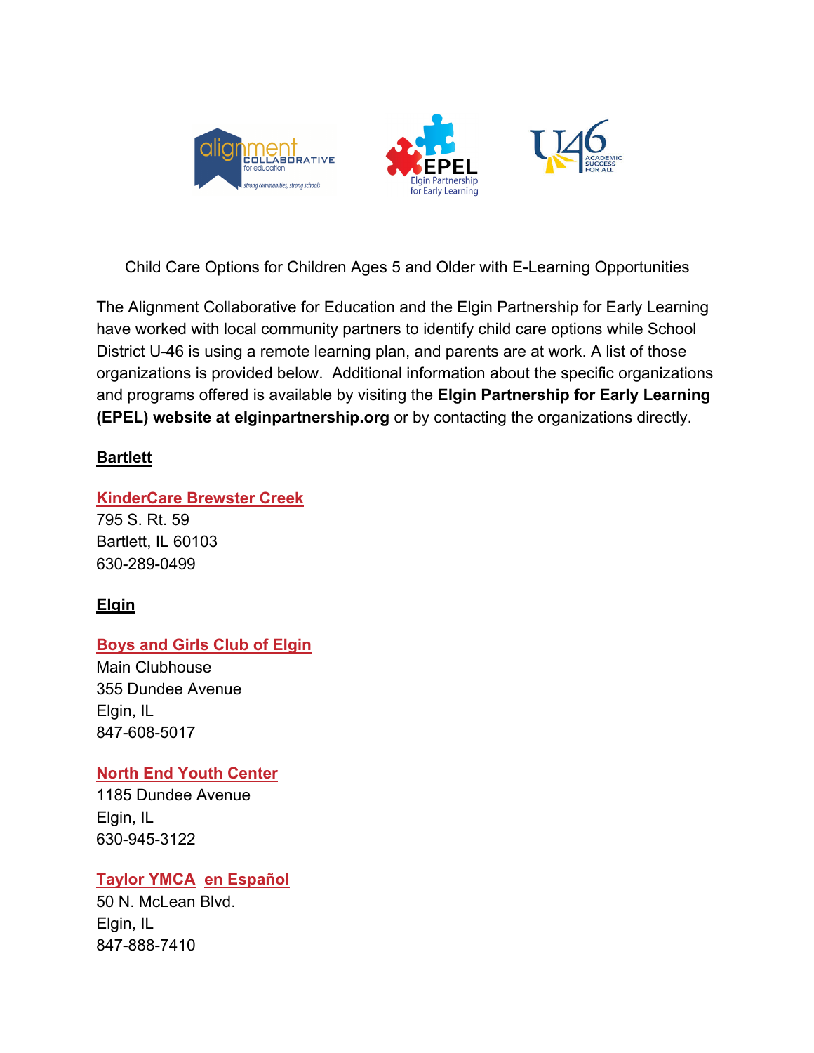Child Care Options for Children Ages 5 and Older with E-Learning Opportunities

The Alignment Collaborative for Education and the Elgin Partnership for Early Learning have worked with local community partners to identify child care options while School District U-46 is using a remote learning plan, and parents are at work. A list of those organizations is provided below. Additional information about the specific organizations and programs offered is available by visiting the **Elgin Partnership for Early Learning (EPEL) website at elginpartnership.org** or by contacting the organizations directly.

## Bartlett

### KinderCare Brewster Creek

795 S. Rt. 59
Bartlett, IL 60103
630-289-0499

## Elgin

### Boys and Girls Club of Elgin

Main Clubhouse
355 Dundee Avenue
Elgin, IL
847-608-5017

### North End Youth Center

1185 Dundee Avenue
Elgin, IL
630-945-3122

### Taylor YMCA en Español

50 N. McLean Blvd.
Elgin, IL
847-888-7410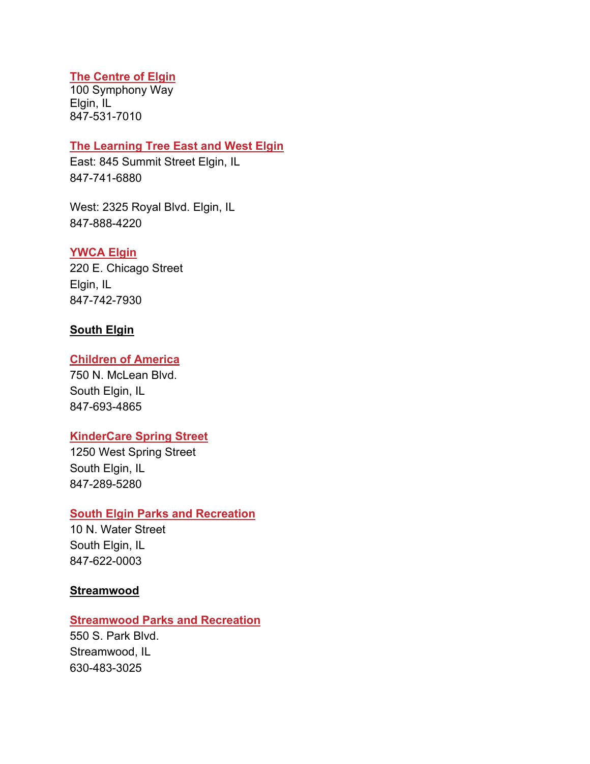**The Centre of Elgin**
100 Symphony Way
Elgin, IL
847-531-7010

**The Learning Tree East and West Elgin**
East: 845 Summit Street Elgin, IL
847-741-6880

West: 2325 Royal Blvd. Elgin, IL
847-888-4220

**YWCA Elgin**
220 E. Chicago Street
Elgin, IL
847-742-7930

## South Elgin

**Children of America**
750 N. McLean Blvd.
South Elgin, IL
847-693-4865

**KinderCare Spring Street**
1250 West Spring Street
South Elgin, IL
847-289-5280

**South Elgin Parks and Recreation**
10 N. Water Street
South Elgin, IL
847-622-0003

## Streamwood

**Streamwood Parks and Recreation**
550 S. Park Blvd.
Streamwood, IL
630-483-3025